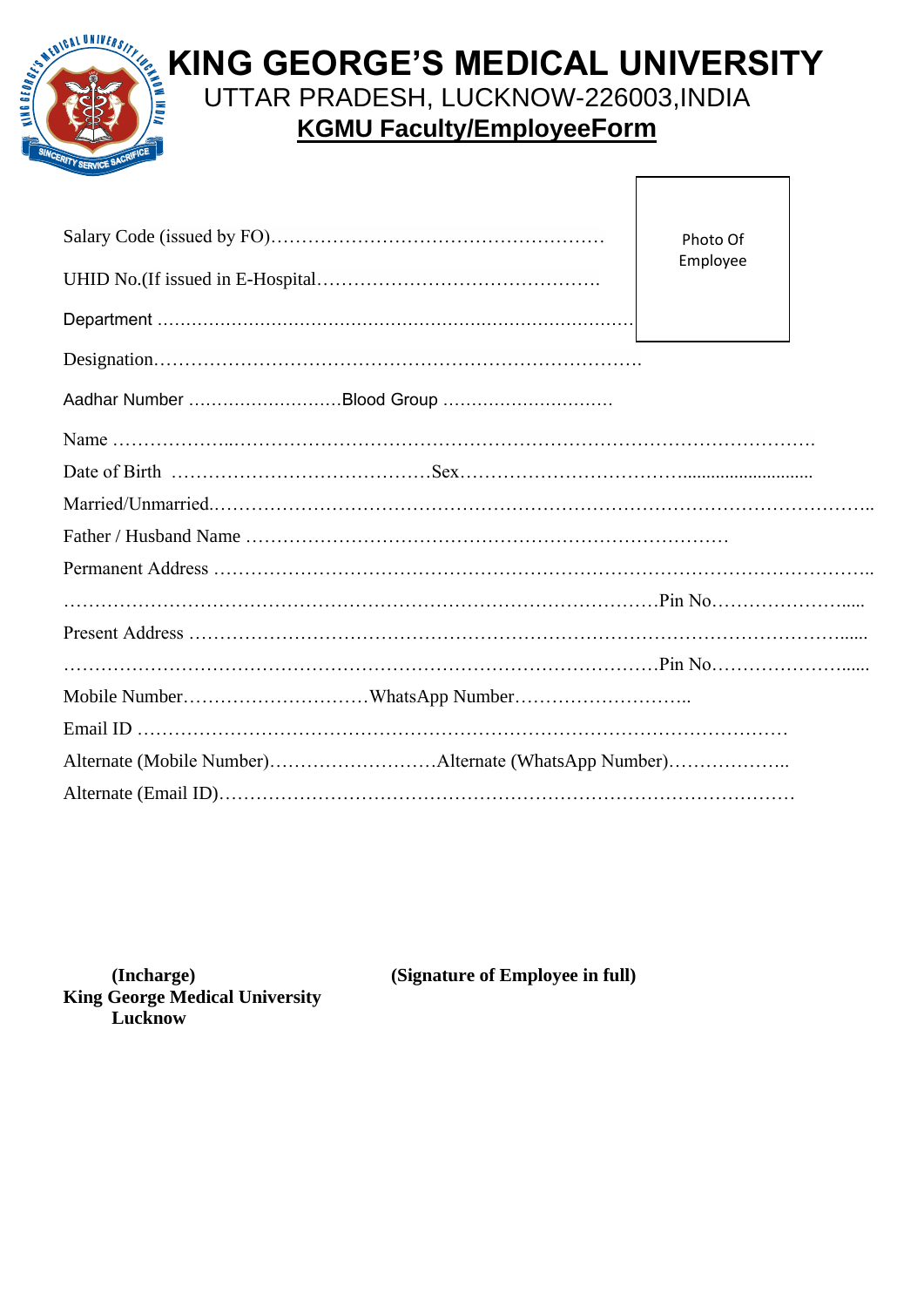# KING GEORGE'S MEDICAL UNIVERSITY

UTTAR PRADESH, LUCKNOW-226003,INDIA

**KGMU Faculty/EmployeeForm**

Photo Of Employee

Salary Code (issued by FO)………………………………………………

UHID No.(If issued in E-Hospital……………………………………….

Department ……………………………………………………………………

Designation…………………………………………………………………….

Aadhar Number ………………………Blood Group …………………………

Name ………………..………………………………………………………………………….

Date of Birth ……………………………………Sex……………………………..........................

Married/Unmarried.……………………………………………………………………………………..

Father / Husband Name …………………………………………………………………

Permanent Address ……………………………………………………………………………………..

………………………………………………….……………………………Pin No…………………......

Present Address ………………………………………………………………………………….......

……………………………………………………………………………………Pin No…………………......

Mobile Number…………………………WhatsApp Number………………………..

Email ID ………………………………………………………………………………………

Alternate (Mobile Number)………………………Alternate (WhatsApp Number)………………..

Alternate (Email ID)………………………………………………………………………………

**(Incharge)**
**King George Medical University**
**Lucknow**

**(Signature of Employee in full)**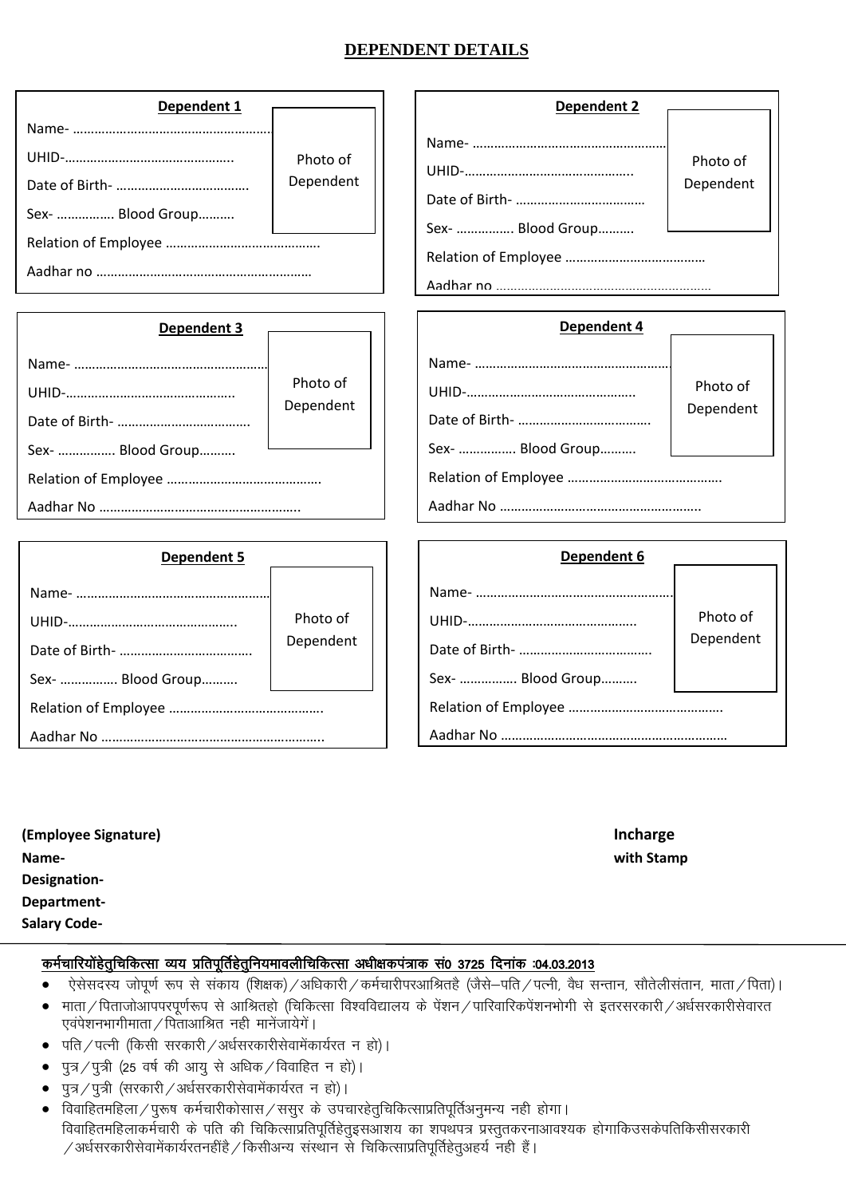## DEPENDENT DETAILS

**Dependent 1**

Name- .......................................................

UHID-..............................................

Date of Birth- ....................................

Sex- ................ Blood Group..........

Relation of Employee ..........................................

Aadhar no ...........................................................

Photo of Dependent

**Dependent 2**

Name- .......................................................

UHID-..............................................

Date of Birth- ....................................

Sex- ................ Blood Group..........

Relation of Employee ......................................

Aadhar no ...........................................................

Photo of Dependent

**Dependent 3**

Name- .......................................................

UHID-..............................................

Date of Birth- ....................................

Sex- ................ Blood Group..........

Relation of Employee ..........................................

Aadhar No .......................................................

Photo of Dependent

**Dependent 4**

Name- .......................................................

UHID-..............................................

Date of Birth- ....................................

Sex- ................ Blood Group..........

Relation of Employee ..........................................

Aadhar No .......................................................

Photo of Dependent

**Dependent 5**

Name- .......................................................

UHID-..............................................

Date of Birth- ....................................

Sex- ................ Blood Group..........

Relation of Employee ..........................................

Aadhar No .............................................................

Photo of Dependent

**Dependent 6**

Name- .......................................................

UHID-..............................................

Date of Birth- ....................................

Sex- ................ Blood Group..........

Relation of Employee ..........................................

Aadhar No ..............................................................

Photo of Dependent

**(Employee Signature)**
**Name-**
**Designation-**
**Department-**
**Salary Code-**

**Incharge**
**with Stamp**

**कर्मचारियोंहेतुचिकित्सा व्यय प्रतिपूर्तिहेतुनियमावलीचिकित्सा अधीक्षकपंत्राक सं0 3725 दिनांक :04.03.2013**

- ऐसेसदस्य जोपूर्ण रूप से संकाय (शिक्षक)/अधिकारी/कर्मचारीपरआश्रितहै (जैसे–पति/पत्नी, वैध सन्तान, सौतेलीसंतान, माता/पिता)।
- माता/पिताजोआपपरपूर्णरूप से आश्रितहो (चिकित्सा विश्वविद्यालय के पेंशन/पारिवारिकपेंशनभोगी से इतरसरकारी/अर्धसरकारीसेवारत एवंपेशनभागीमाता/पिताआश्रित नही मानेंजायेगें।
- पति/पत्नी (किसी सरकारी/अर्धसरकारीसेवामेंकार्यरत न हो)।
- पुत्र/पुत्री (25 वर्ष की आयु से अधिक/विवाहित न हो)।
- पुत्र/पुत्री (सरकारी/अर्धसरकारीसेवामेंकार्यरत न हो)।
- विवाहितमहिला/पुरूष कर्मचारीकोसास/ससुर के उपचारहेतुचिकित्साप्रतिपूर्तिअनुमन्य नही होगा। विवाहितमहिलाकर्मचारी के पति की चिकित्साप्रतिपूर्तिहेतुइसआशय का शपथपत्र प्रस्तुतकरनाआवश्यक होगाकिउसकेपतिकिसीसरकारी/अर्धसरकारीसेवामेंकार्यरतनहींहै/किसीअन्य संस्थान से चिकित्साप्रतिपूर्तिहेतुअहर्य नही हैं।